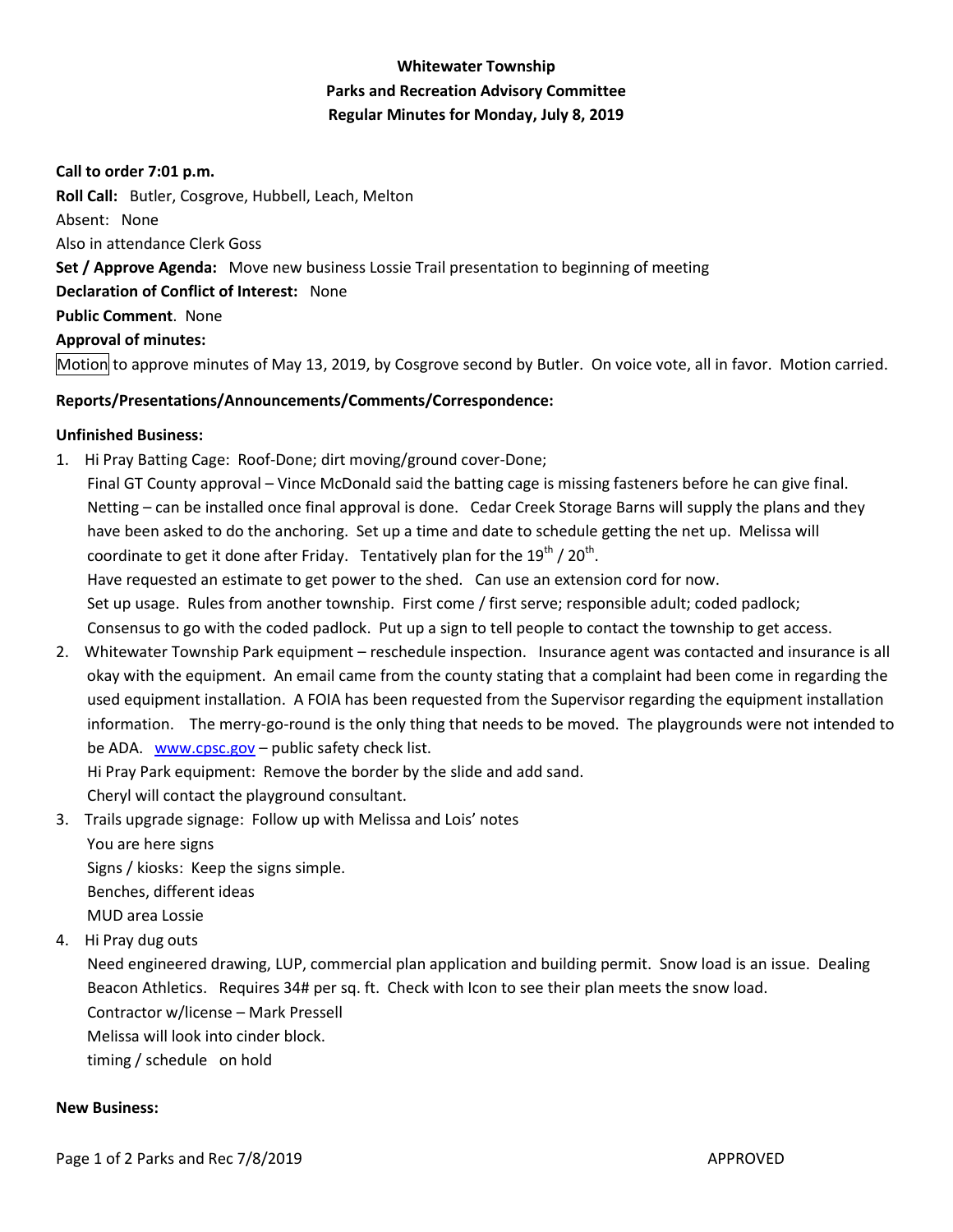**Whitewater Township**

**Parks and Recreation Advisory Committee**

**Regular Minutes for Monday, July 8, 2019**

**Call to order 7:01 p.m.**

**Roll Call:** Butler, Cosgrove, Hubbell, Leach, Melton

Absent: None

Also in attendance Clerk Goss

**Set / Approve Agenda:** Move new business Lossie Trail presentation to beginning of meeting

**Declaration of Conflict of Interest:** None

**Public Comment**. None

**Approval of minutes:**

Motion to approve minutes of May 13, 2019, by Cosgrove second by Butler. On voice vote, all in favor. Motion carried.

**Reports/Presentations/Announcements/Comments/Correspondence:**

**Unfinished Business:**

1. Hi Pray Batting Cage: Roof-Done; dirt moving/ground cover-Done;
   Final GT County approval – Vince McDonald said the batting cage is missing fasteners before he can give final.
   Netting – can be installed once final approval is done. Cedar Creek Storage Barns will supply the plans and they have been asked to do the anchoring. Set up a time and date to schedule getting the net up. Melissa will coordinate to get it done after Friday. Tentatively plan for the 19th / 20th.
   Have requested an estimate to get power to the shed. Can use an extension cord for now.
   Set up usage. Rules from another township. First come / first serve; responsible adult; coded padlock;
   Consensus to go with the coded padlock. Put up a sign to tell people to contact the township to get access.
2. Whitewater Township Park equipment – reschedule inspection. Insurance agent was contacted and insurance is all okay with the equipment. An email came from the county stating that a complaint had been come in regarding the used equipment installation. A FOIA has been requested from the Supervisor regarding the equipment installation information. The merry-go-round is the only thing that needs to be moved. The playgrounds were not intended to be ADA. www.cpsc.gov – public safety check list.
   Hi Pray Park equipment: Remove the border by the slide and add sand.
   Cheryl will contact the playground consultant.
3. Trails upgrade signage: Follow up with Melissa and Lois' notes
   You are here signs
   Signs / kiosks: Keep the signs simple.
   Benches, different ideas
   MUD area Lossie
4. Hi Pray dug outs
   Need engineered drawing, LUP, commercial plan application and building permit. Snow load is an issue. Dealing Beacon Athletics. Requires 34# per sq. ft. Check with Icon to see their plan meets the snow load.
   Contractor w/license – Mark Pressell
   Melissa will look into cinder block.
   timing / schedule on hold

**New Business:**

APPROVED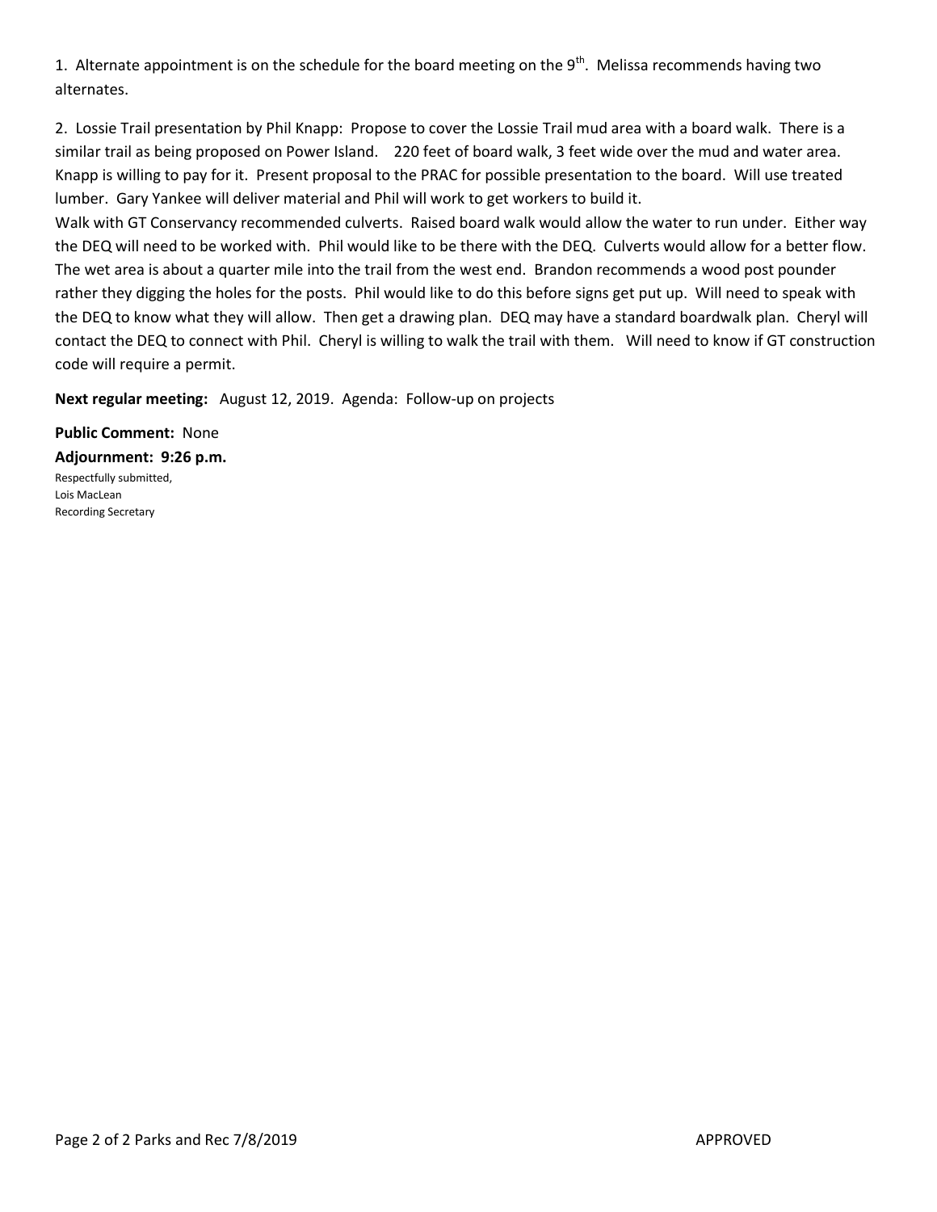1. Alternate appointment is on the schedule for the board meeting on the 9th. Melissa recommends having two alternates.

2. Lossie Trail presentation by Phil Knapp: Propose to cover the Lossie Trail mud area with a board walk. There is a similar trail as being proposed on Power Island. 220 feet of board walk, 3 feet wide over the mud and water area. Knapp is willing to pay for it. Present proposal to the PRAC for possible presentation to the board. Will use treated lumber. Gary Yankee will deliver material and Phil will work to get workers to build it.
Walk with GT Conservancy recommended culverts. Raised board walk would allow the water to run under. Either way the DEQ will need to be worked with. Phil would like to be there with the DEQ. Culverts would allow for a better flow. The wet area is about a quarter mile into the trail from the west end. Brandon recommends a wood post pounder rather they digging the holes for the posts. Phil would like to do this before signs get put up. Will need to speak with the DEQ to know what they will allow. Then get a drawing plan. DEQ may have a standard boardwalk plan. Cheryl will contact the DEQ to connect with Phil. Cheryl is willing to walk the trail with them. Will need to know if GT construction code will require a permit.

**Next regular meeting:** August 12, 2019. Agenda: Follow-up on projects

**Public Comment:** None

**Adjournment: 9:26 p.m.**

Respectfully submitted,
Lois MacLean
Recording Secretary

APPROVED